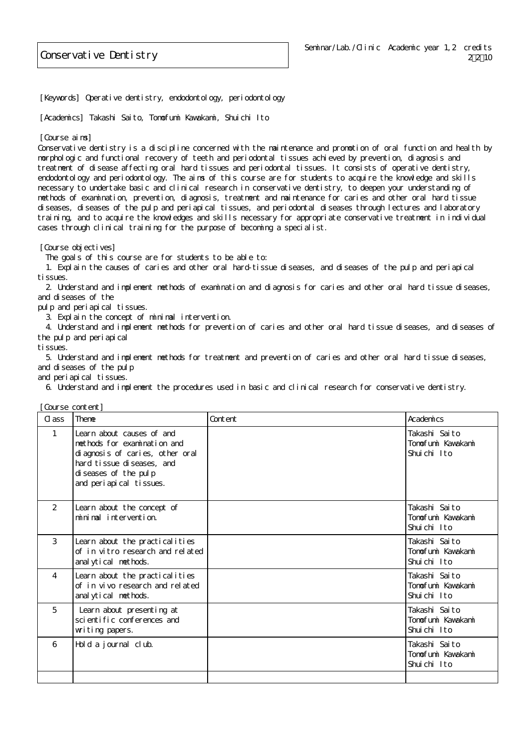# Conservative Dentistry

Seminar/Lab./Clinic Academic year 1,2 credits
2・2・10

[Keywords] Operative dentistry, endodontology, periodontology

[Academics] Takashi Saito, Tomofumi Kawakami, Shuichi Ito

[Course aims]
Conservative dentistry is a discipline concerned with the maintenance and promotion of oral function and health by morphologic and functional recovery of teeth and periodontal tissues achieved by prevention, diagnosis and treatment of disease affecting oral hard tissues and periodontal tissues. It consists of operative dentistry, endodontology and periodontology. The aims of this course are for students to acquire the knowledge and skills necessary to undertake basic and clinical research in conservative dentistry, to deepen your understanding of methods of examination, prevention, diagnosis, treatment and maintenance for caries and other oral hard tissue diseases, diseases of the pulp and periapical tissues, and periodontal diseases through lectures and laboratory training, and to acquire the knowledges and skills necessary for appropriate conservative treatment in individual cases through clinical training for the purpose of becoming a specialist.

[Course objectives]
The goals of this course are for students to be able to:
1. Explain the causes of caries and other oral hard-tissue diseases, and diseases of the pulp and periapical tissues.
2. Understand and implement methods of examination and diagnosis for caries and other oral hard tissue diseases, and diseases of the pulp and periapical tissues.
3. Explain the concept of minimal intervention.
4. Understand and implement methods for prevention of caries and other oral hard tissue diseases, and diseases of the pulp and periapical tissues.
5. Understand and implement methods for treatment and prevention of caries and other oral hard tissue diseases, and diseases of the pulp and periapical tissues.
6. Understand and implement the procedures used in basic and clinical research for conservative dentistry.

[Course content]

| Class | Theme | Content | Academics |
|---|---|---|---|
| 1 | Learn about causes of and methods for examination and diagnosis of caries, other oral hard tissue diseases, and diseases of the pulp and periapical tissues. | | Takashi Saito<br>Tomofumi Kawakami<br>Shuichi Ito |
| 2 | Learn about the concept of minimal intervention. | | Takashi Saito<br>Tomofumi Kawakami<br>Shuichi Ito |
| 3 | Learn about the practicalities of in vitro research and related analytical methods. | | Takashi Saito<br>Tomofumi Kawakami<br>Shuichi Ito |
| 4 | Learn about the practicalities of in vivo research and related analytical methods. | | Takashi Saito<br>Tomofumi Kawakami<br>Shuichi Ito |
| 5 | Learn about presenting at scientific conferences and writing papers. | | Takashi Saito<br>Tomofumi Kawakami<br>Shuichi Ito |
| 6 | Hold a journal club. | | Takashi Saito<br>Tomofumi Kawakami<br>Shuichi Ito |
| | | | |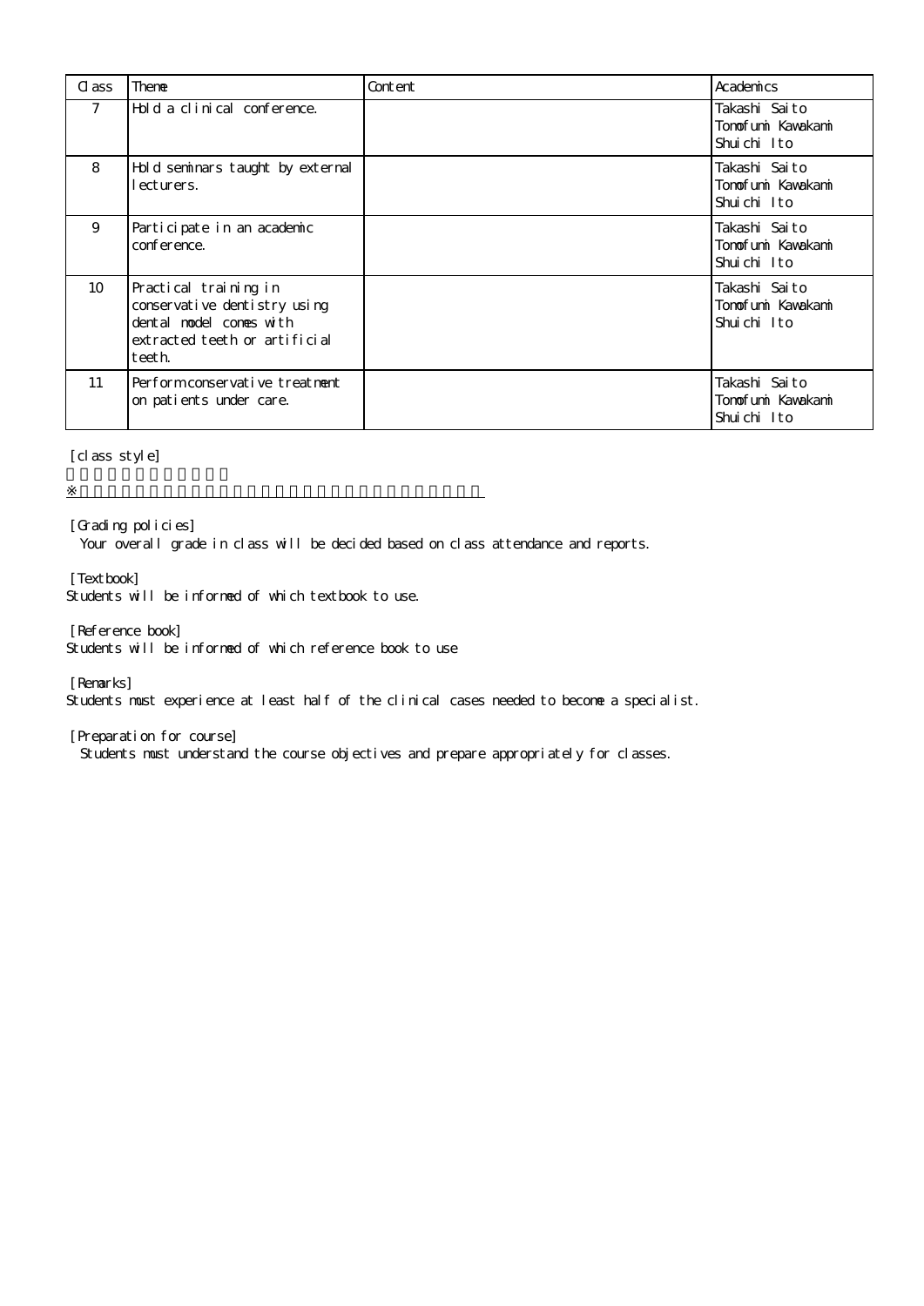| Class | Theme | Content | Academics |
|---|---|---|---|
| 7 | Hold a clinical conference. | | Takashi Saito<br>Tomofumi Kawakami<br>Shuichi Ito |
| 8 | Hold seminars taught by external lecturers. | | Takashi Saito<br>Tomofumi Kawakami<br>Shuichi Ito |
| 9 | Participate in an academic conference. | | Takashi Saito<br>Tomofumi Kawakami<br>Shuichi Ito |
| 10 | Practical training in conservative dentistry using dental model comes with extracted teeth or artificial teeth. | | Takashi Saito<br>Tomofumi Kawakami<br>Shuichi Ito |
| 11 | Perform conservative treatment on patients under care. | | Takashi Saito<br>Tomofumi Kawakami<br>Shuichi Ito |

[class style]

※

[Grading policies]
Your overall grade in class will be decided based on class attendance and reports.

[Textbook]
Students will be informed of which textbook to use.

[Reference book]
Students will be informed of which reference book to use

[Remarks]
Students must experience at least half of the clinical cases needed to become a specialist.

[Preparation for course]
Students must understand the course objectives and prepare appropriately for classes.